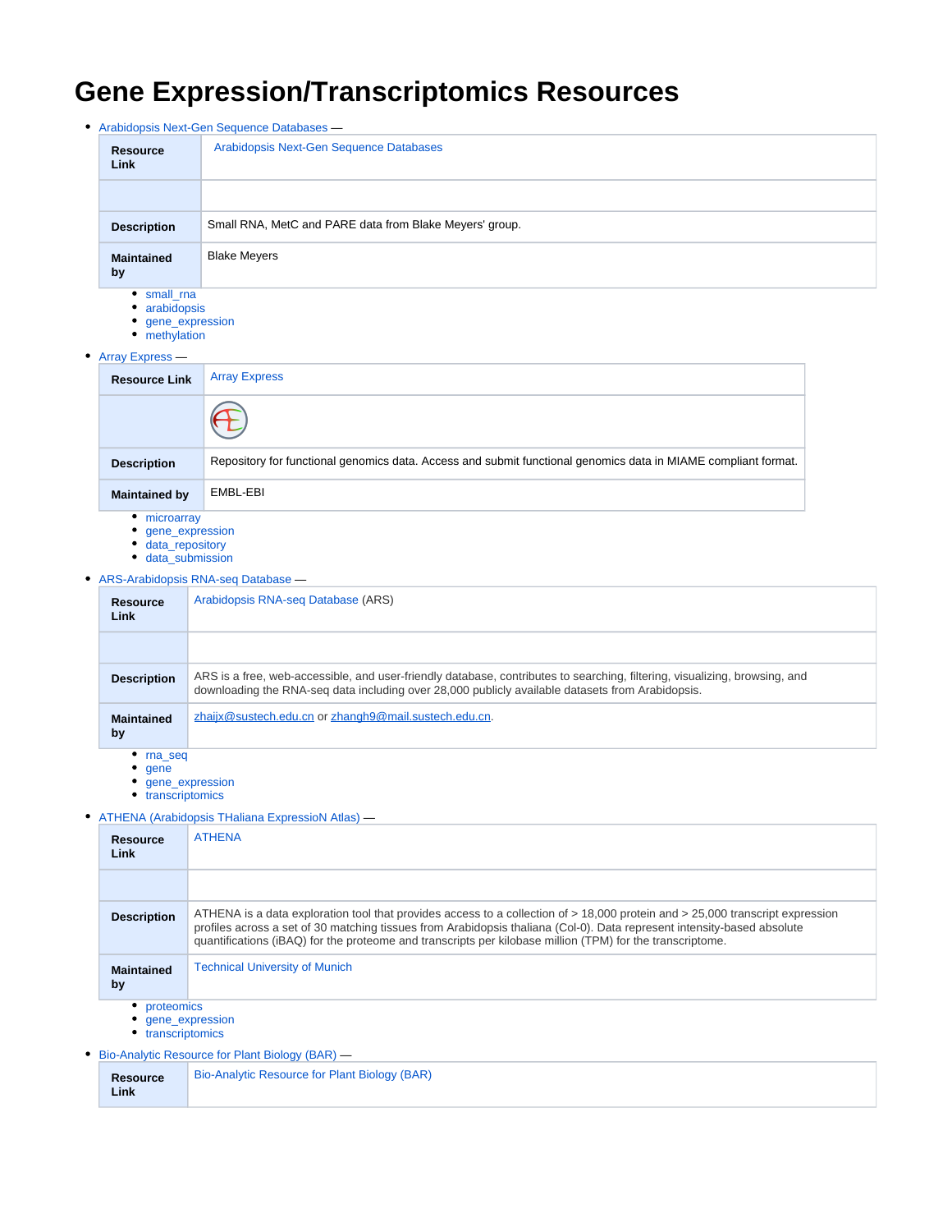# Gene Expression/Transcriptomics Resources

- Arabidopsis Next-Gen Sequence Databases —

| Resource Link | Arabidopsis Next-Gen Sequence Databases |
|---|---|
| | |
| Description | Small RNA, MetC and PARE data from Blake Meyers' group. |
| Maintained by | Blake Meyers |

  - small_rna
  - arabidopsis
  - gene_expression
  - methylation

- Array Express —

| Resource Link | Array Express |
|---|---|
| | |
| Description | Repository for functional genomics data. Access and submit functional genomics data in MIAME compliant format. |
| Maintained by | EMBL-EBI |

  - microarray
  - gene_expression
  - data_repository
  - data_submission

- ARS-Arabidopsis RNA-seq Database —

| Resource Link | Arabidopsis RNA-seq Database (ARS) |
|---|---|
| | |
| Description | ARS is a free, web-accessible, and user-friendly database, contributes to searching, filtering, visualizing, browsing, and downloading the RNA-seq data including over 28,000 publicly available datasets from Arabidopsis. |
| Maintained by | zhaijx@sustech.edu.cn or zhangh9@mail.sustech.edu.cn. |

  - rna_seq
  - gene
  - gene_expression
  - transcriptomics

- ATHENA (Arabidopsis THaliana ExpressioN Atlas) —

| Resource Link | ATHENA |
|---|---|
| | |
| Description | ATHENA is a data exploration tool that provides access to a collection of > 18,000 protein and > 25,000 transcript expression profiles across a set of 30 matching tissues from Arabidopsis thaliana (Col-0). Data represent intensity-based absolute quantifications (iBAQ) for the proteome and transcripts per kilobase million (TPM) for the transcriptome. |
| Maintained by | Technical University of Munich |

  - proteomics
  - gene_expression
  - transcriptomics

- Bio-Analytic Resource for Plant Biology (BAR) —

| Resource Link | Bio-Analytic Resource for Plant Biology (BAR) |
|---|---|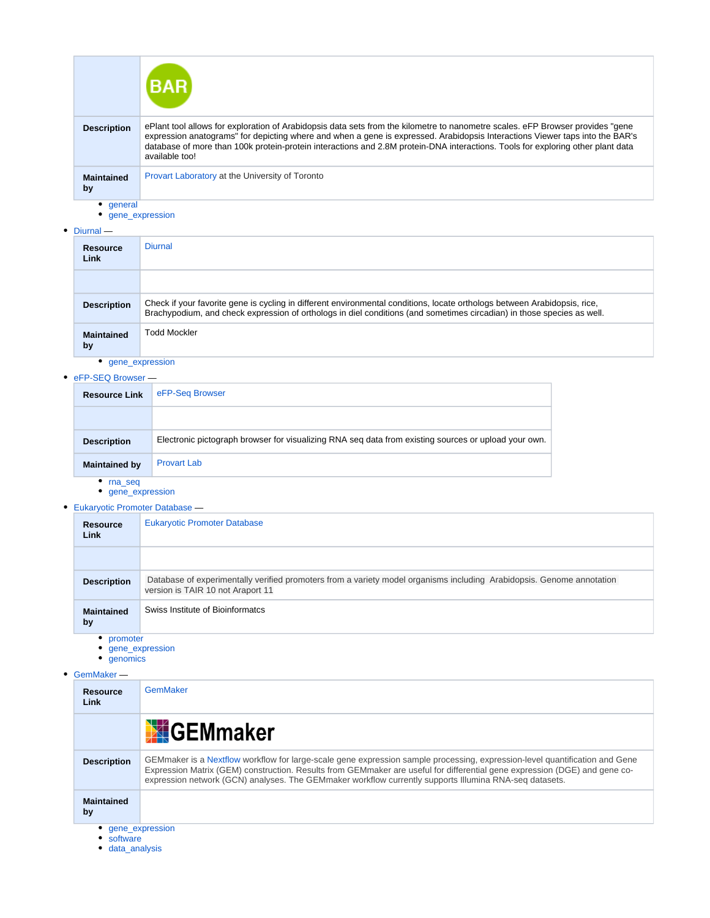| | BAR |
|---|---|
| **Description** | ePlant tool allows for exploration of Arabidopsis data sets from the kilometre to nanometre scales. eFP Browser provides "gene expression anatograms" for depicting where and when a gene is expressed. Arabidopsis Interactions Viewer taps into the BAR's database of more than 100k protein-protein interactions and 2.8M protein-DNA interactions. Tools for exploring other plant data available too! |
| **Maintained by** | Provart Laboratory at the University of Toronto |

  - general
  - gene_expression

- Diurnal —

| **Resource Link** | Diurnal |
|---|---|
| | |
| **Description** | Check if your favorite gene is cycling in different environmental conditions, locate orthologs between Arabidopsis, rice, Brachypodium, and check expression of orthologs in diel conditions (and sometimes circadian) in those species as well. |
| **Maintained by** | Todd Mockler |

  - gene_expression

- eFP-SEQ Browser —

| **Resource Link** | eFP-Seq Browser |
|---|---|
| | |
| **Description** | Electronic pictograph browser for visualizing RNA seq data from existing sources or upload your own. |
| **Maintained by** | Provart Lab |

  - rna_seq
  - gene_expression

- Eukaryotic Promoter Database —

| **Resource Link** | Eukaryotic Promoter Database |
|---|---|
| | |
| **Description** | Database of experimentally verified promoters from a variety model organisms including Arabidopsis. Genome annotation version is TAIR 10 not Araport 11 |
| **Maintained by** | Swiss Institute of Bioinformatcs |

  - promoter
  - gene_expression
  - genomics

- GemMaker —

| **Resource Link** | GemMaker |
|---|---|
| | GEMmaker |
| **Description** | GEMmaker is a Nextflow workflow for large-scale gene expression sample processing, expression-level quantification and Gene Expression Matrix (GEM) construction. Results from GEMmaker are useful for differential gene expression (DGE) and gene co-expression network (GCN) analyses. The GEMmaker workflow currently supports Illumina RNA-seq datasets. |
| **Maintained by** | |

  - gene_expression
  - software
  - data_analysis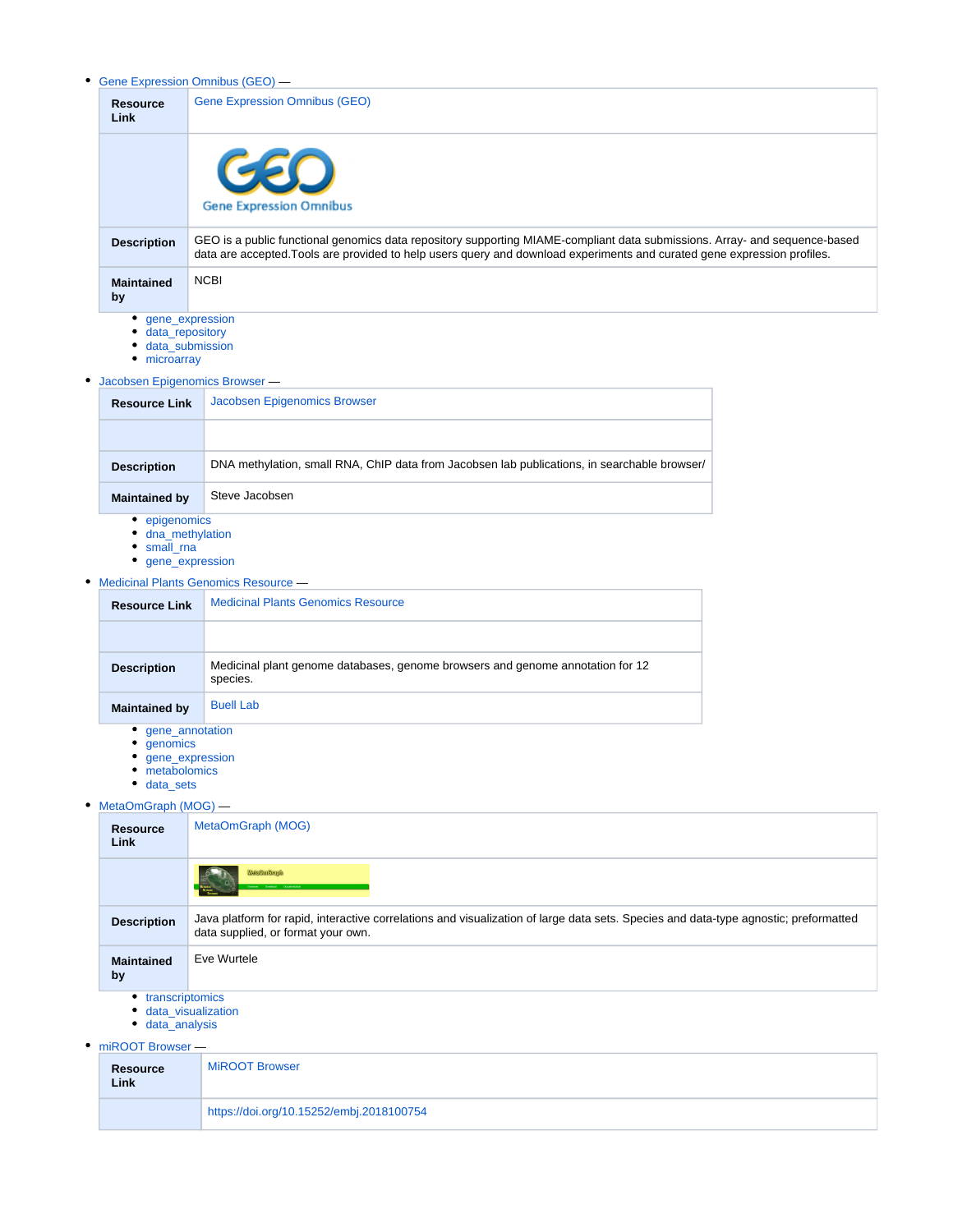- Gene Expression Omnibus (GEO) —

| Resource Link | Gene Expression Omnibus (GEO) |
| --- | --- |
| | |
| Description | GEO is a public functional genomics data repository supporting MIAME-compliant data submissions. Array- and sequence-based data are accepted.Tools are provided to help users query and download experiments and curated gene expression profiles. |
| Maintained by | NCBI |

  - gene_expression
  - data_repository
  - data_submission
  - microarray

- Jacobsen Epigenomics Browser —

| Resource Link | Jacobsen Epigenomics Browser |
| --- | --- |
| | |
| Description | DNA methylation, small RNA, ChIP data from Jacobsen lab publications, in searchable browser/ |
| Maintained by | Steve Jacobsen |

  - epigenomics
  - dna_methylation
  - small_rna
  - gene_expression

- Medicinal Plants Genomics Resource —

| Resource Link | Medicinal Plants Genomics Resource |
| --- | --- |
| | |
| Description | Medicinal plant genome databases, genome browsers and genome annotation for 12 species. |
| Maintained by | Buell Lab |

  - gene_annotation
  - genomics
  - gene_expression
  - metabolomics
  - data_sets

- MetaOmGraph (MOG) —

| Resource Link | MetaOmGraph (MOG) |
| --- | --- |
| | |
| Description | Java platform for rapid, interactive correlations and visualization of large data sets. Species and data-type agnostic; preformatted data supplied, or format your own. |
| Maintained by | Eve Wurtele |

  - transcriptomics
  - data_visualization
  - data_analysis

- miROOT Browser —

| Resource Link | MiROOT Browser |
| --- | --- |
| | https://doi.org/10.15252/embj.2018100754 |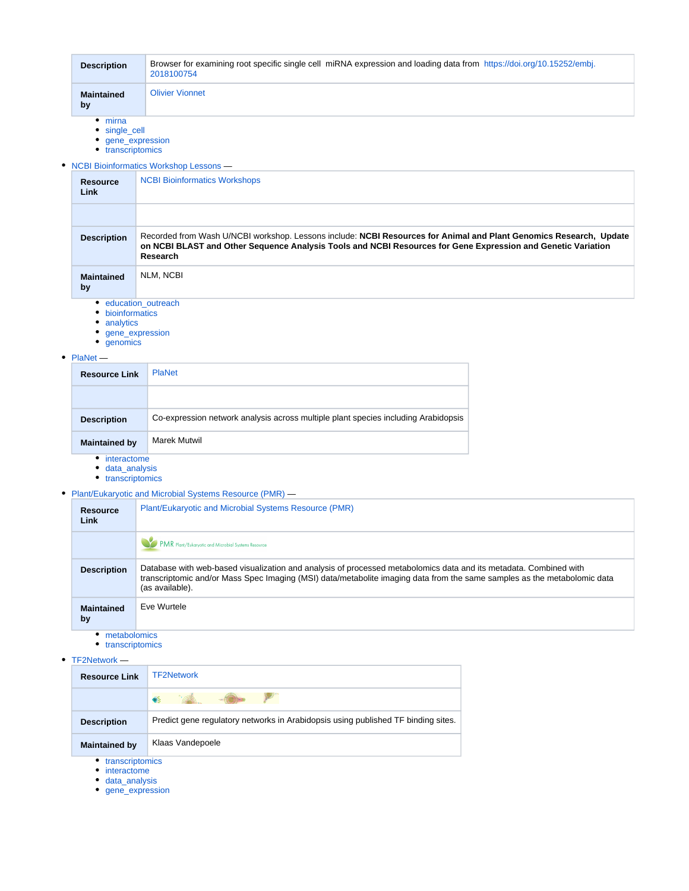| | |
|---|---|
| **Description** | Browser for examining root specific single cell  miRNA expression and loading data from  https://doi.org/10.15252/embj.2018100754 |
| **Maintained by** | Olivier Vionnet |

- mirna
- single_cell
- gene_expression
- transcriptomics

- NCBI Bioinformatics Workshop Lessons —

| | |
|---|---|
| **Resource Link** | NCBI Bioinformatics Workshops |
| | |
| **Description** | Recorded from Wash U/NCBI workshop. Lessons include: **NCBI Resources for Animal and Plant Genomics Research,  Update on NCBI BLAST and Other Sequence Analysis Tools and NCBI Resources for Gene Expression and Genetic Variation Research** |
| **Maintained by** | NLM, NCBI |

  - education_outreach
  - bioinformatics
  - analytics
  - gene_expression
  - genomics

- PlaNet —

| | |
|---|---|
| **Resource Link** | PlaNet |
| | |
| **Description** | Co-expression network analysis across multiple plant species including Arabidopsis |
| **Maintained by** | Marek Mutwil |

  - interactome
  - data_analysis
  - transcriptomics

- Plant/Eukaryotic and Microbial Systems Resource (PMR) —

| | |
|---|---|
| **Resource Link** | Plant/Eukaryotic and Microbial Systems Resource (PMR) |
| | PMR Plant/Eukaryotic and Microbial Systems Resource |
| **Description** | Database with web-based visualization and analysis of processed metabolomics data and its metadata. Combined with transcriptomic and/or Mass Spec Imaging (MSI) data/metabolite imaging data from the same samples as the metabolomic data (as available). |
| **Maintained by** | Eve Wurtele |

  - metabolomics
  - transcriptomics

- TF2Network —

| | |
|---|---|
| **Resource Link** | TF2Network |
| | |
| **Description** | Predict gene regulatory networks in Arabidopsis using published TF binding sites. |
| **Maintained by** | Klaas Vandepoele |

  - transcriptomics
  - interactome
  - data_analysis
  - gene_expression